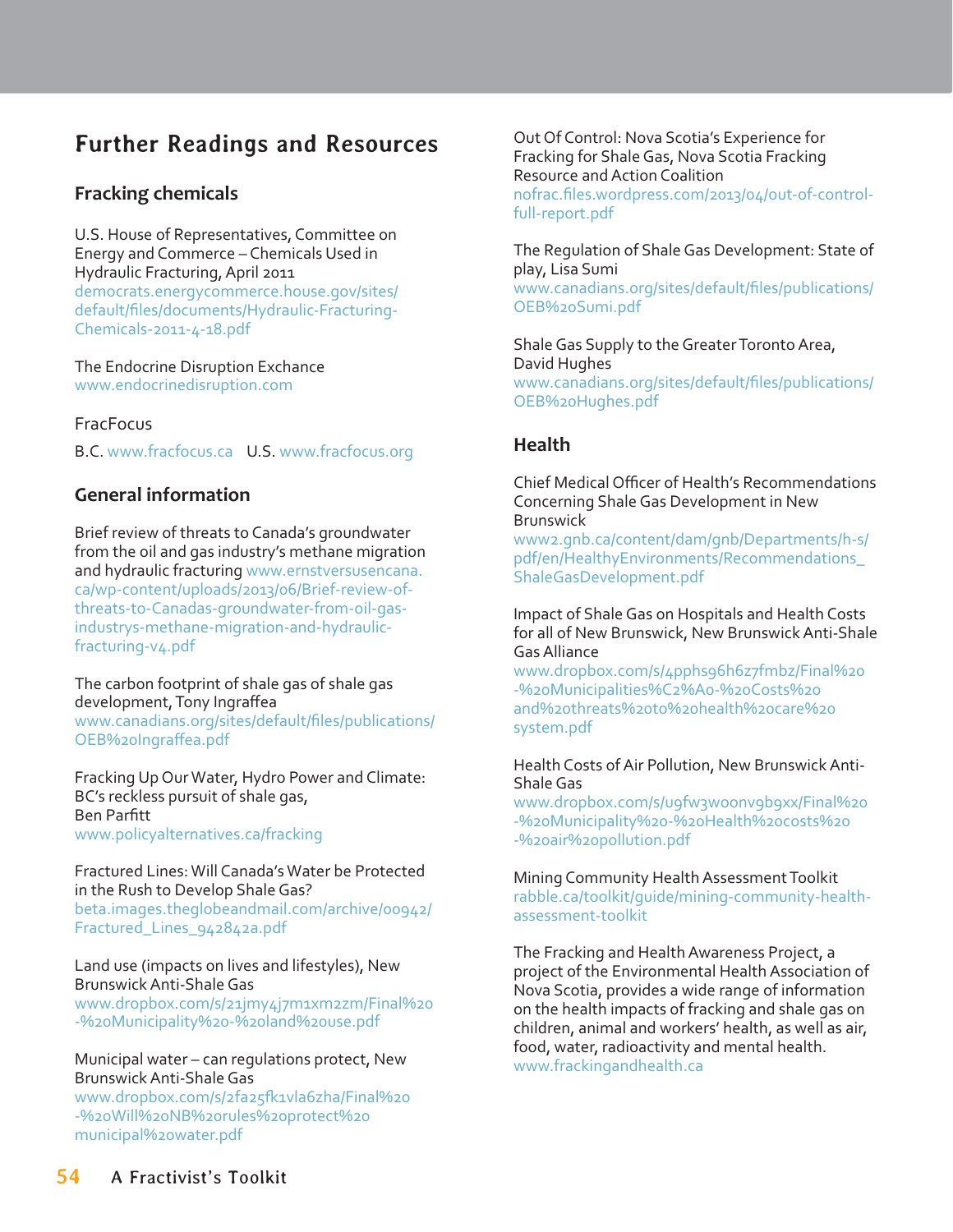# Further Readings and Resources

## Fracking chemicals

U.S. House of Representatives, Committee on Energy and Commerce – Chemicals Used in Hydraulic Fracturing, April 2011
democrats.energycommerce.house.gov/sites/default/files/documents/Hydraulic-Fracturing-Chemicals-2011-4-18.pdf

The Endocrine Disruption Exchance
www.endocrinedisruption.com

FracFocus

B.C. www.fracfocus.ca U.S. www.fracfocus.org

## General information

Brief review of threats to Canada's groundwater from the oil and gas industry's methane migration and hydraulic fracturing www.ernstversusencana.ca/wp-content/uploads/2013/06/Brief-review-of-threats-to-Canadas-groundwater-from-oil-gas-industrys-methane-migration-and-hydraulic-fracturing-v4.pdf

The carbon footprint of shale gas of shale gas development, Tony Ingraffea
www.canadians.org/sites/default/files/publications/OEB%20Ingraffea.pdf

Fracking Up Our Water, Hydro Power and Climate: BC's reckless pursuit of shale gas, Ben Parfitt
www.policyalternatives.ca/fracking

Fractured Lines: Will Canada's Water be Protected in the Rush to Develop Shale Gas?
beta.images.theglobeandmail.com/archive/00942/Fractured_Lines_942842a.pdf

Land use (impacts on lives and lifestyles), New Brunswick Anti-Shale Gas
www.dropbox.com/s/21jmy4j7m1xm2zm/Final%20-%20Municipality%20-%20land%20use.pdf

Municipal water – can regulations protect, New Brunswick Anti-Shale Gas
www.dropbox.com/s/2fa25fk1vla6zha/Final%20-%20Will%20NB%20rules%20protect%20municipal%20water.pdf

Out Of Control: Nova Scotia's Experience for Fracking for Shale Gas, Nova Scotia Fracking Resource and Action Coalition
nofrac.files.wordpress.com/2013/04/out-of-control-full-report.pdf

The Regulation of Shale Gas Development: State of play, Lisa Sumi
www.canadians.org/sites/default/files/publications/OEB%20Sumi.pdf

Shale Gas Supply to the Greater Toronto Area, David Hughes
www.canadians.org/sites/default/files/publications/OEB%20Hughes.pdf

## Health

Chief Medical Officer of Health's Recommendations Concerning Shale Gas Development in New Brunswick
www2.gnb.ca/content/dam/gnb/Departments/h-s/pdf/en/HealthyEnvironments/Recommendations_ShaleGasDevelopment.pdf

Impact of Shale Gas on Hospitals and Health Costs for all of New Brunswick, New Brunswick Anti-Shale Gas Alliance
www.dropbox.com/s/4pphs96h6z7fmbz/Final%20-%20Municipalities%C2%A0-%20Costs%20and%20threats%20to%20health%20care%20system.pdf

Health Costs of Air Pollution, New Brunswick Anti-Shale Gas
www.dropbox.com/s/u9fw3woonv9b9xx/Final%20-%20Municipality%20-%20Health%20costs%20-%20air%20pollution.pdf

Mining Community Health Assessment Toolkit
rabble.ca/toolkit/guide/mining-community-health-assessment-toolkit

The Fracking and Health Awareness Project, a project of the Environmental Health Association of Nova Scotia, provides a wide range of information on the health impacts of fracking and shale gas on children, animal and workers' health, as well as air, food, water, radioactivity and mental health.
www.frackingandhealth.ca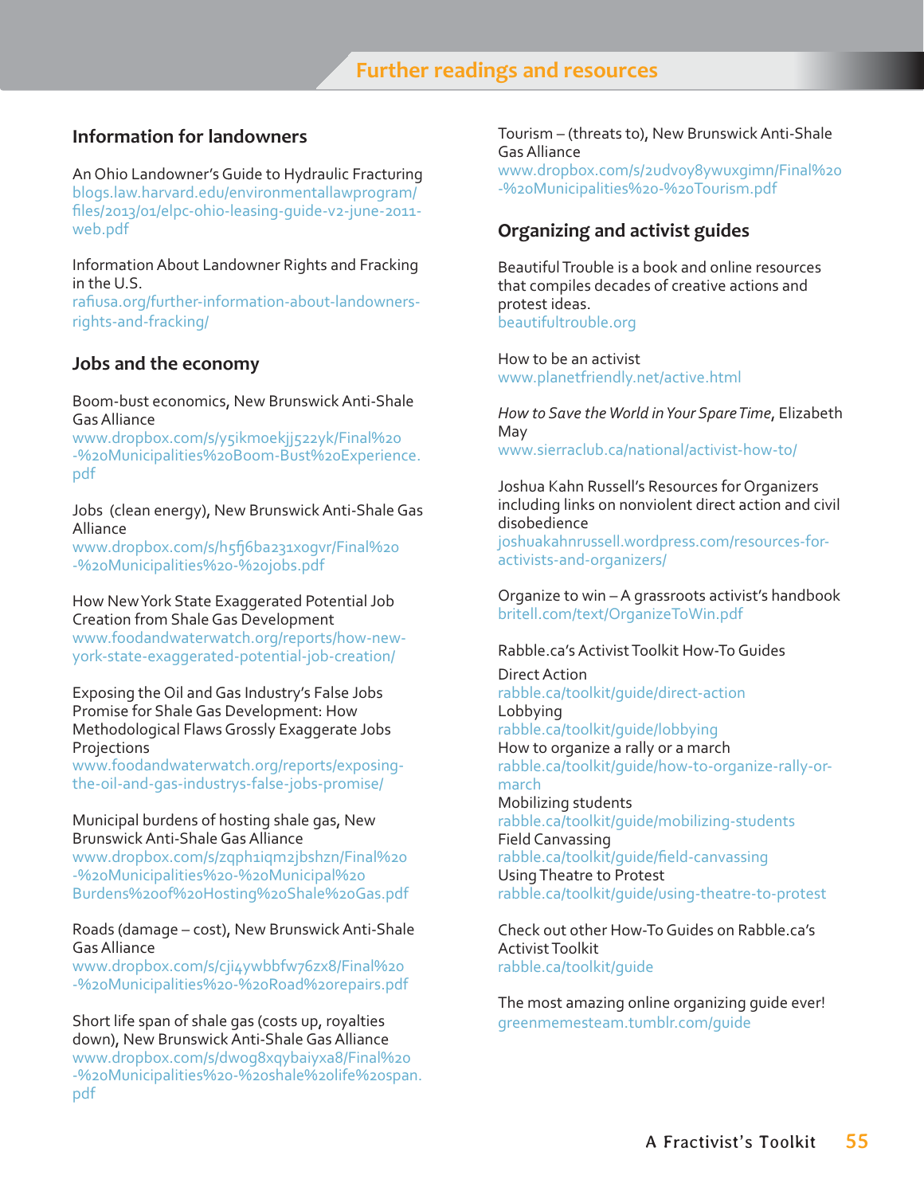# Further readings and resources

## Information for landowners

An Ohio Landowner's Guide to Hydraulic Fracturing
blogs.law.harvard.edu/environmentallawprogram/files/2013/01/elpc-ohio-leasing-guide-v2-june-2011-web.pdf

Information About Landowner Rights and Fracking in the U.S.
rafiusa.org/further-information-about-landowners-rights-and-fracking/

## Jobs and the economy

Boom-bust economics, New Brunswick Anti-Shale Gas Alliance
www.dropbox.com/s/y5ikmoekjj522yk/Final%20-%20Municipalities%20Boom-Bust%20Experience.pdf

Jobs (clean energy), New Brunswick Anti-Shale Gas Alliance
www.dropbox.com/s/h5fj6ba231x0gvr/Final%20-%20Municipalities%20-%20jobs.pdf

How New York State Exaggerated Potential Job Creation from Shale Gas Development
www.foodandwaterwatch.org/reports/how-new-york-state-exaggerated-potential-job-creation/

Exposing the Oil and Gas Industry's False Jobs Promise for Shale Gas Development: How Methodological Flaws Grossly Exaggerate Jobs Projections
www.foodandwaterwatch.org/reports/exposing-the-oil-and-gas-industrys-false-jobs-promise/

Municipal burdens of hosting shale gas, New Brunswick Anti-Shale Gas Alliance
www.dropbox.com/s/zqph1iqm2jbshzn/Final%20-%20Municipalities%20-%20Municipal%20Burdens%20of%20Hosting%20Shale%20Gas.pdf

Roads (damage – cost), New Brunswick Anti-Shale Gas Alliance
www.dropbox.com/s/cji4ywbbfw76zx8/Final%20-%20Municipalities%20-%20Road%20repairs.pdf

Short life span of shale gas (costs up, royalties down), New Brunswick Anti-Shale Gas Alliance
www.dropbox.com/s/dwog8xqybaiyxa8/Final%20-%20Municipalities%20-%20shale%20life%20span.pdf

Tourism – (threats to), New Brunswick Anti-Shale Gas Alliance
www.dropbox.com/s/2udvoy8ywuxgimn/Final%20-%20Municipalities%20-%20Tourism.pdf

## Organizing and activist guides

Beautiful Trouble is a book and online resources that compiles decades of creative actions and protest ideas.
beautifultrouble.org

How to be an activist
www.planetfriendly.net/active.html

*How to Save the World in Your Spare Time*, Elizabeth May
www.sierraclub.ca/national/activist-how-to/

Joshua Kahn Russell's Resources for Organizers including links on nonviolent direct action and civil disobedience
joshuakahnrussell.wordpress.com/resources-for-activists-and-organizers/

Organize to win – A grassroots activist's handbook
britell.com/text/OrganizeToWin.pdf

Rabble.ca's Activist Toolkit How-To Guides

Direct Action
rabble.ca/toolkit/guide/direct-action
Lobbying
rabble.ca/toolkit/guide/lobbying
How to organize a rally or a march
rabble.ca/toolkit/guide/how-to-organize-rally-or-march
Mobilizing students
rabble.ca/toolkit/guide/mobilizing-students
Field Canvassing
rabble.ca/toolkit/guide/field-canvassing
Using Theatre to Protest
rabble.ca/toolkit/guide/using-theatre-to-protest

Check out other How-To Guides on Rabble.ca's Activist Toolkit
rabble.ca/toolkit/guide

The most amazing online organizing guide ever!
greenmemesteam.tumblr.com/guide